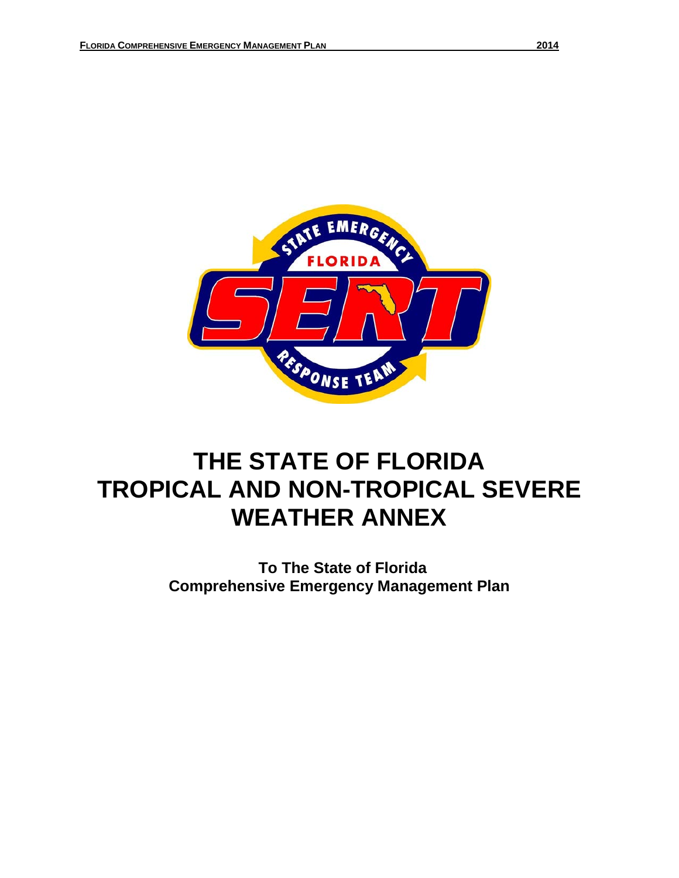# THE STATE OF FLORIDA TROPICAL AND NON-TROPICAL SEVERE WEATHER ANNEX

**To The State of Florida Comprehensive Emergency Management Plan**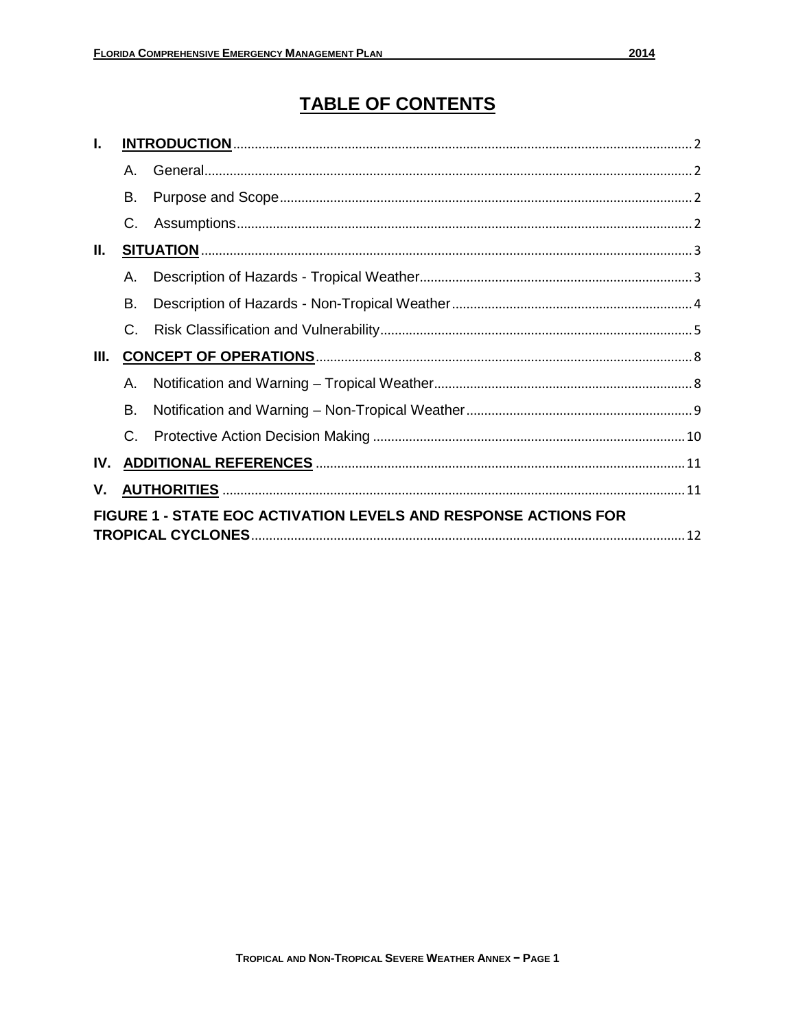# TABLE OF CONTENTS

- **I. INTRODUCTION** .......... 2
  - A. General .......... 2
  - B. Purpose and Scope .......... 2
  - C. Assumptions .......... 2
- **II. SITUATION** .......... 3
  - A. Description of Hazards - Tropical Weather .......... 3
  - B. Description of Hazards - Non-Tropical Weather .......... 4
  - C. Risk Classification and Vulnerability .......... 5
- **III. CONCEPT OF OPERATIONS** .......... 8
  - A. Notification and Warning – Tropical Weather .......... 8
  - B. Notification and Warning – Non-Tropical Weather .......... 9
  - C. Protective Action Decision Making .......... 10
- **IV. ADDITIONAL REFERENCES** .......... 11
- **V. AUTHORITIES** .......... 11
- **FIGURE 1 - STATE EOC ACTIVATION LEVELS AND RESPONSE ACTIONS FOR TROPICAL CYCLONES** .......... 12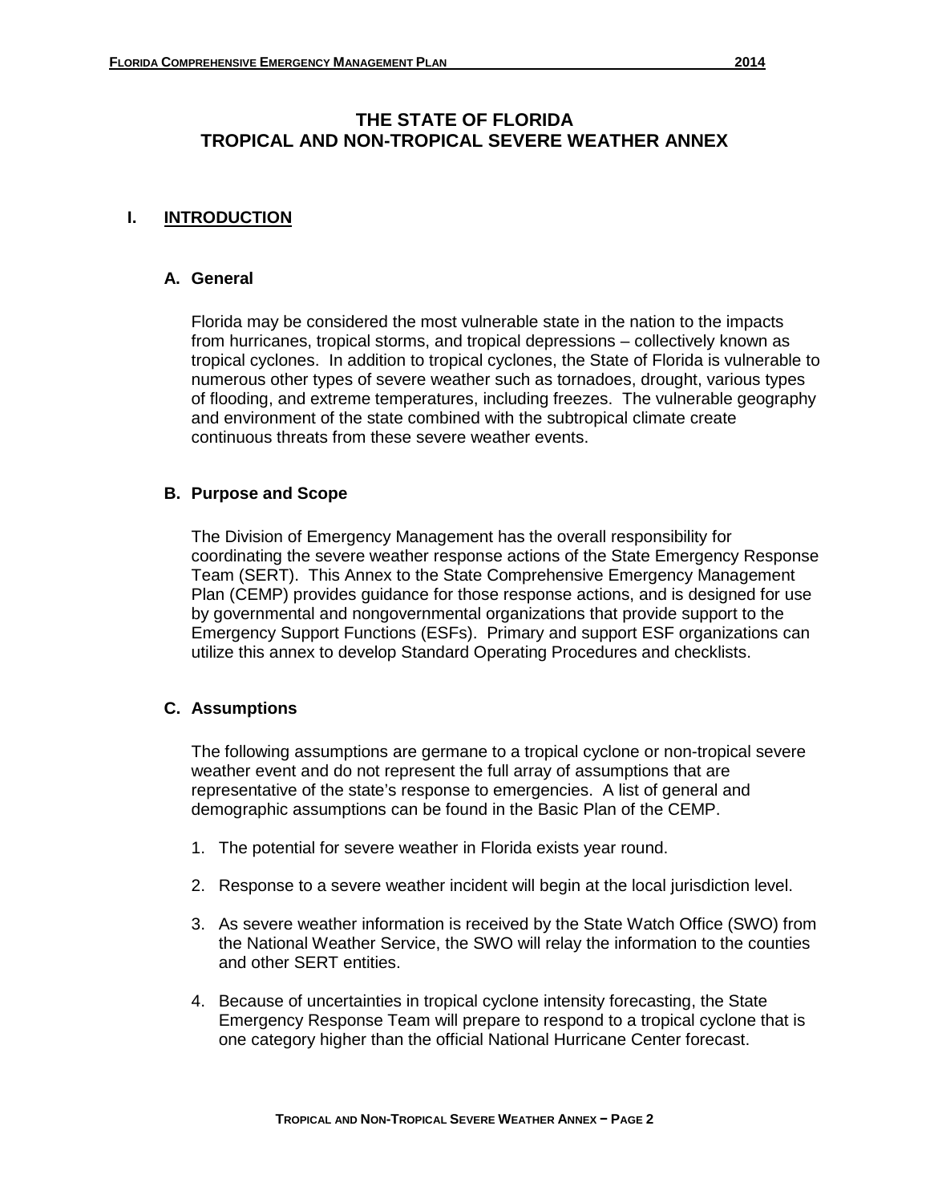# THE STATE OF FLORIDA
# TROPICAL AND NON-TROPICAL SEVERE WEATHER ANNEX

## I. INTRODUCTION

### A. General

Florida may be considered the most vulnerable state in the nation to the impacts from hurricanes, tropical storms, and tropical depressions – collectively known as tropical cyclones. In addition to tropical cyclones, the State of Florida is vulnerable to numerous other types of severe weather such as tornadoes, drought, various types of flooding, and extreme temperatures, including freezes. The vulnerable geography and environment of the state combined with the subtropical climate create continuous threats from these severe weather events.

### B. Purpose and Scope

The Division of Emergency Management has the overall responsibility for coordinating the severe weather response actions of the State Emergency Response Team (SERT). This Annex to the State Comprehensive Emergency Management Plan (CEMP) provides guidance for those response actions, and is designed for use by governmental and nongovernmental organizations that provide support to the Emergency Support Functions (ESFs). Primary and support ESF organizations can utilize this annex to develop Standard Operating Procedures and checklists.

### C. Assumptions

The following assumptions are germane to a tropical cyclone or non-tropical severe weather event and do not represent the full array of assumptions that are representative of the state's response to emergencies. A list of general and demographic assumptions can be found in the Basic Plan of the CEMP.

1. The potential for severe weather in Florida exists year round.
2. Response to a severe weather incident will begin at the local jurisdiction level.
3. As severe weather information is received by the State Watch Office (SWO) from the National Weather Service, the SWO will relay the information to the counties and other SERT entities.
4. Because of uncertainties in tropical cyclone intensity forecasting, the State Emergency Response Team will prepare to respond to a tropical cyclone that is one category higher than the official National Hurricane Center forecast.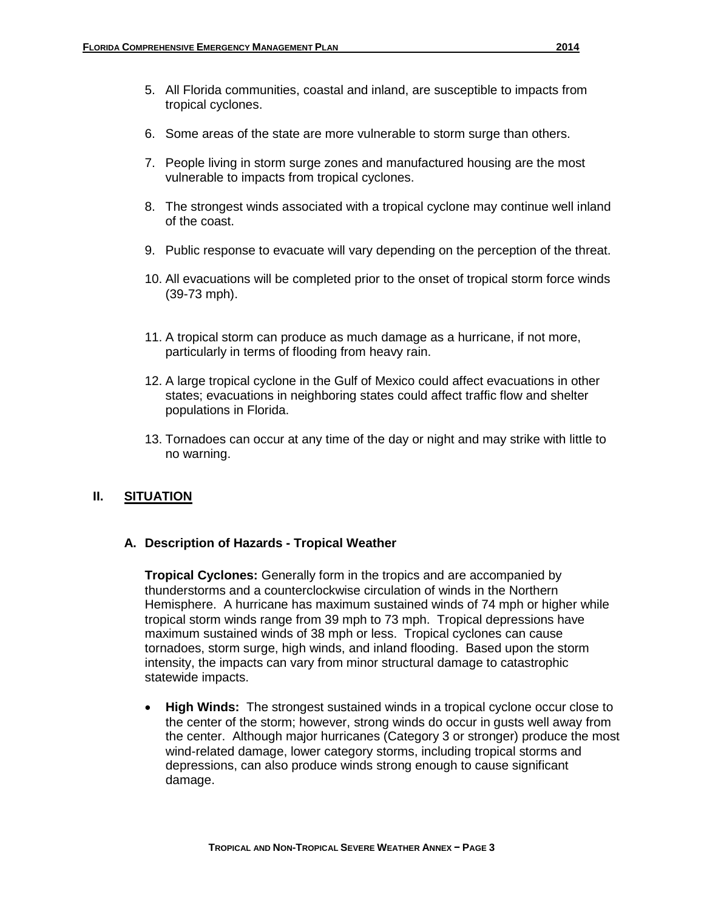5. All Florida communities, coastal and inland, are susceptible to impacts from tropical cyclones.

6. Some areas of the state are more vulnerable to storm surge than others.

7. People living in storm surge zones and manufactured housing are the most vulnerable to impacts from tropical cyclones.

8. The strongest winds associated with a tropical cyclone may continue well inland of the coast.

9. Public response to evacuate will vary depending on the perception of the threat.

10. All evacuations will be completed prior to the onset of tropical storm force winds (39-73 mph).

11. A tropical storm can produce as much damage as a hurricane, if not more, particularly in terms of flooding from heavy rain.

12. A large tropical cyclone in the Gulf of Mexico could affect evacuations in other states; evacuations in neighboring states could affect traffic flow and shelter populations in Florida.

13. Tornadoes can occur at any time of the day or night and may strike with little to no warning.

## II. SITUATION

### A. Description of Hazards - Tropical Weather

**Tropical Cyclones:** Generally form in the tropics and are accompanied by thunderstorms and a counterclockwise circulation of winds in the Northern Hemisphere. A hurricane has maximum sustained winds of 74 mph or higher while tropical storm winds range from 39 mph to 73 mph. Tropical depressions have maximum sustained winds of 38 mph or less. Tropical cyclones can cause tornadoes, storm surge, high winds, and inland flooding. Based upon the storm intensity, the impacts can vary from minor structural damage to catastrophic statewide impacts.

- **High Winds:** The strongest sustained winds in a tropical cyclone occur close to the center of the storm; however, strong winds do occur in gusts well away from the center. Although major hurricanes (Category 3 or stronger) produce the most wind-related damage, lower category storms, including tropical storms and depressions, can also produce winds strong enough to cause significant damage.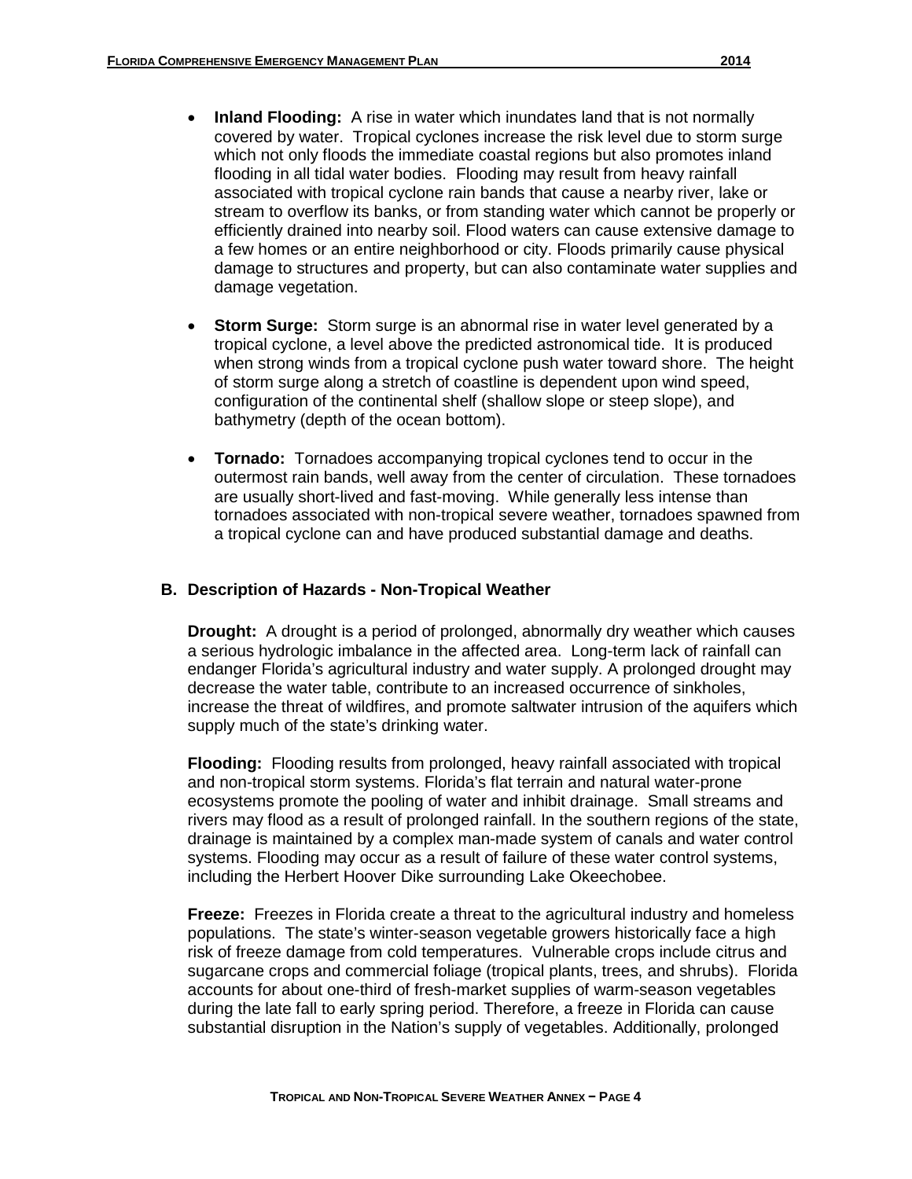- **Inland Flooding:** A rise in water which inundates land that is not normally covered by water. Tropical cyclones increase the risk level due to storm surge which not only floods the immediate coastal regions but also promotes inland flooding in all tidal water bodies. Flooding may result from heavy rainfall associated with tropical cyclone rain bands that cause a nearby river, lake or stream to overflow its banks, or from standing water which cannot be properly or efficiently drained into nearby soil. Flood waters can cause extensive damage to a few homes or an entire neighborhood or city. Floods primarily cause physical damage to structures and property, but can also contaminate water supplies and damage vegetation.

- **Storm Surge:** Storm surge is an abnormal rise in water level generated by a tropical cyclone, a level above the predicted astronomical tide. It is produced when strong winds from a tropical cyclone push water toward shore. The height of storm surge along a stretch of coastline is dependent upon wind speed, configuration of the continental shelf (shallow slope or steep slope), and bathymetry (depth of the ocean bottom).

- **Tornado:** Tornadoes accompanying tropical cyclones tend to occur in the outermost rain bands, well away from the center of circulation. These tornadoes are usually short-lived and fast-moving. While generally less intense than tornadoes associated with non-tropical severe weather, tornadoes spawned from a tropical cyclone can and have produced substantial damage and deaths.

### B. Description of Hazards - Non-Tropical Weather

**Drought:** A drought is a period of prolonged, abnormally dry weather which causes a serious hydrologic imbalance in the affected area. Long-term lack of rainfall can endanger Florida's agricultural industry and water supply. A prolonged drought may decrease the water table, contribute to an increased occurrence of sinkholes, increase the threat of wildfires, and promote saltwater intrusion of the aquifers which supply much of the state's drinking water.

**Flooding:** Flooding results from prolonged, heavy rainfall associated with tropical and non-tropical storm systems. Florida's flat terrain and natural water-prone ecosystems promote the pooling of water and inhibit drainage. Small streams and rivers may flood as a result of prolonged rainfall. In the southern regions of the state, drainage is maintained by a complex man-made system of canals and water control systems. Flooding may occur as a result of failure of these water control systems, including the Herbert Hoover Dike surrounding Lake Okeechobee.

**Freeze:** Freezes in Florida create a threat to the agricultural industry and homeless populations. The state's winter-season vegetable growers historically face a high risk of freeze damage from cold temperatures. Vulnerable crops include citrus and sugarcane crops and commercial foliage (tropical plants, trees, and shrubs). Florida accounts for about one-third of fresh-market supplies of warm-season vegetables during the late fall to early spring period. Therefore, a freeze in Florida can cause substantial disruption in the Nation's supply of vegetables. Additionally, prolonged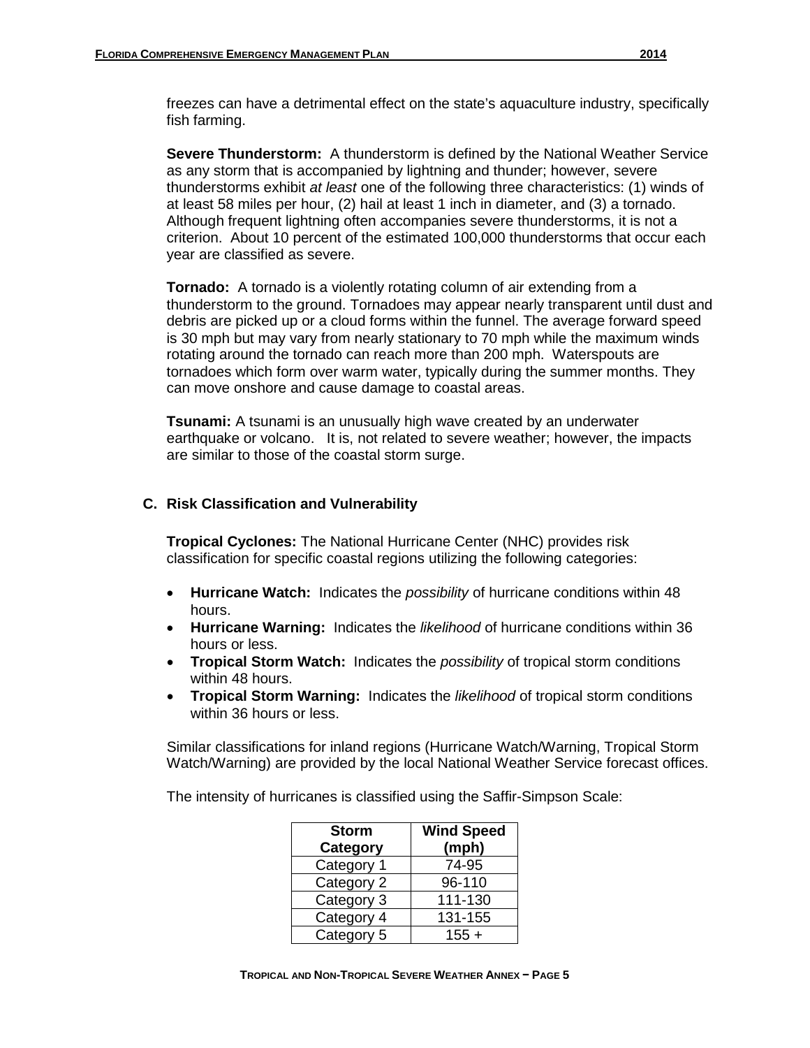freezes can have a detrimental effect on the state's aquaculture industry, specifically fish farming.

**Severe Thunderstorm:** A thunderstorm is defined by the National Weather Service as any storm that is accompanied by lightning and thunder; however, severe thunderstorms exhibit *at least* one of the following three characteristics: (1) winds of at least 58 miles per hour, (2) hail at least 1 inch in diameter, and (3) a tornado. Although frequent lightning often accompanies severe thunderstorms, it is not a criterion. About 10 percent of the estimated 100,000 thunderstorms that occur each year are classified as severe.

**Tornado:** A tornado is a violently rotating column of air extending from a thunderstorm to the ground. Tornadoes may appear nearly transparent until dust and debris are picked up or a cloud forms within the funnel. The average forward speed is 30 mph but may vary from nearly stationary to 70 mph while the maximum winds rotating around the tornado can reach more than 200 mph. Waterspouts are tornadoes which form over warm water, typically during the summer months. They can move onshore and cause damage to coastal areas.

**Tsunami:** A tsunami is an unusually high wave created by an underwater earthquake or volcano. It is, not related to severe weather; however, the impacts are similar to those of the coastal storm surge.

### C. Risk Classification and Vulnerability

**Tropical Cyclones:** The National Hurricane Center (NHC) provides risk classification for specific coastal regions utilizing the following categories:

- **Hurricane Watch:** Indicates the *possibility* of hurricane conditions within 48 hours.
- **Hurricane Warning:** Indicates the *likelihood* of hurricane conditions within 36 hours or less.
- **Tropical Storm Watch:** Indicates the *possibility* of tropical storm conditions within 48 hours.
- **Tropical Storm Warning:** Indicates the *likelihood* of tropical storm conditions within 36 hours or less.

Similar classifications for inland regions (Hurricane Watch/Warning, Tropical Storm Watch/Warning) are provided by the local National Weather Service forecast offices.

The intensity of hurricanes is classified using the Saffir-Simpson Scale:

| Storm Category | Wind Speed (mph) |
|---|---|
| Category 1 | 74-95 |
| Category 2 | 96-110 |
| Category 3 | 111-130 |
| Category 4 | 131-155 |
| Category 5 | 155 + |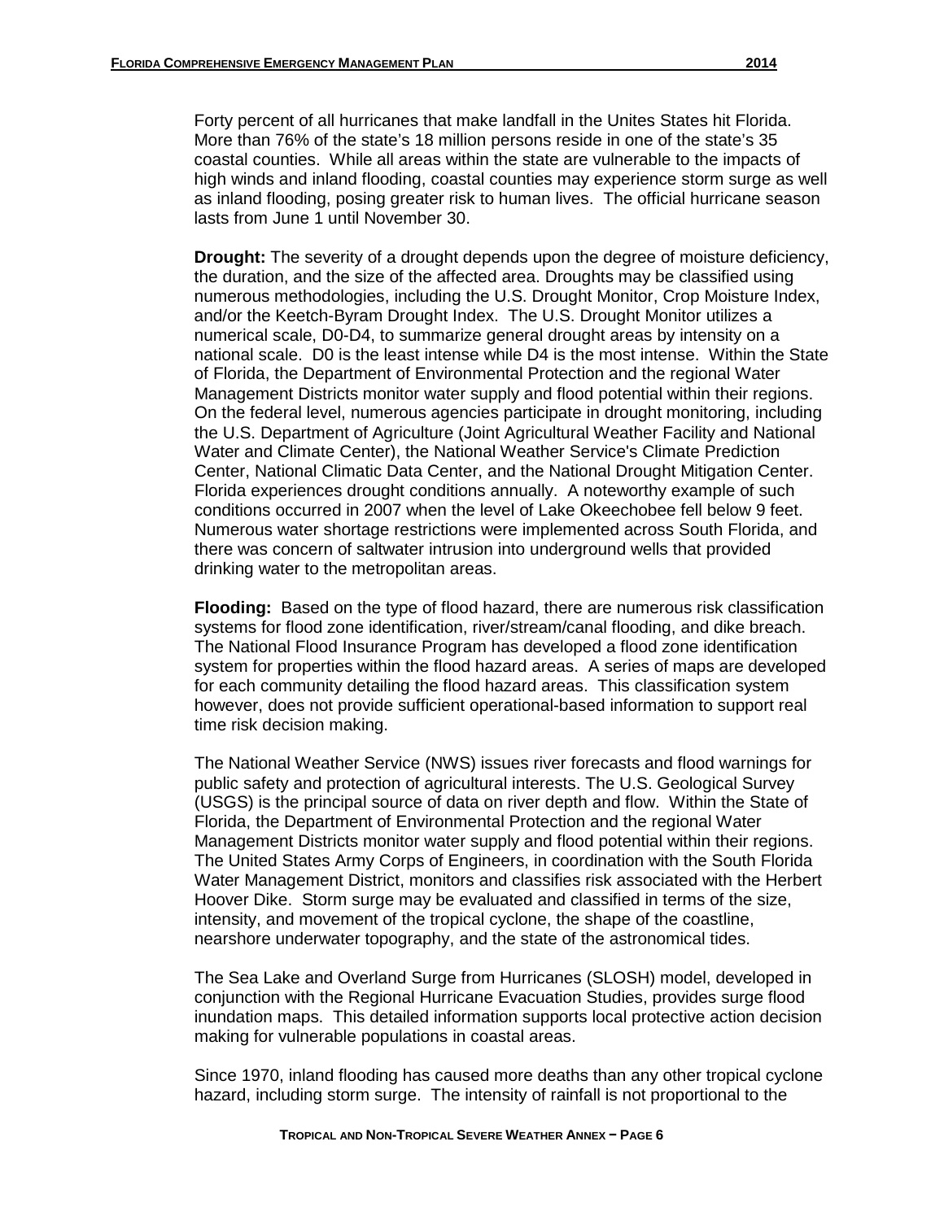Forty percent of all hurricanes that make landfall in the Unites States hit Florida. More than 76% of the state's 18 million persons reside in one of the state's 35 coastal counties. While all areas within the state are vulnerable to the impacts of high winds and inland flooding, coastal counties may experience storm surge as well as inland flooding, posing greater risk to human lives. The official hurricane season lasts from June 1 until November 30.

**Drought:** The severity of a drought depends upon the degree of moisture deficiency, the duration, and the size of the affected area. Droughts may be classified using numerous methodologies, including the U.S. Drought Monitor, Crop Moisture Index, and/or the Keetch-Byram Drought Index. The U.S. Drought Monitor utilizes a numerical scale, D0-D4, to summarize general drought areas by intensity on a national scale. D0 is the least intense while D4 is the most intense. Within the State of Florida, the Department of Environmental Protection and the regional Water Management Districts monitor water supply and flood potential within their regions. On the federal level, numerous agencies participate in drought monitoring, including the U.S. Department of Agriculture (Joint Agricultural Weather Facility and National Water and Climate Center), the National Weather Service's Climate Prediction Center, National Climatic Data Center, and the National Drought Mitigation Center. Florida experiences drought conditions annually. A noteworthy example of such conditions occurred in 2007 when the level of Lake Okeechobee fell below 9 feet. Numerous water shortage restrictions were implemented across South Florida, and there was concern of saltwater intrusion into underground wells that provided drinking water to the metropolitan areas.

**Flooding:** Based on the type of flood hazard, there are numerous risk classification systems for flood zone identification, river/stream/canal flooding, and dike breach. The National Flood Insurance Program has developed a flood zone identification system for properties within the flood hazard areas. A series of maps are developed for each community detailing the flood hazard areas. This classification system however, does not provide sufficient operational-based information to support real time risk decision making.

The National Weather Service (NWS) issues river forecasts and flood warnings for public safety and protection of agricultural interests. The U.S. Geological Survey (USGS) is the principal source of data on river depth and flow. Within the State of Florida, the Department of Environmental Protection and the regional Water Management Districts monitor water supply and flood potential within their regions. The United States Army Corps of Engineers, in coordination with the South Florida Water Management District, monitors and classifies risk associated with the Herbert Hoover Dike. Storm surge may be evaluated and classified in terms of the size, intensity, and movement of the tropical cyclone, the shape of the coastline, nearshore underwater topography, and the state of the astronomical tides.

The Sea Lake and Overland Surge from Hurricanes (SLOSH) model, developed in conjunction with the Regional Hurricane Evacuation Studies, provides surge flood inundation maps. This detailed information supports local protective action decision making for vulnerable populations in coastal areas.

Since 1970, inland flooding has caused more deaths than any other tropical cyclone hazard, including storm surge. The intensity of rainfall is not proportional to the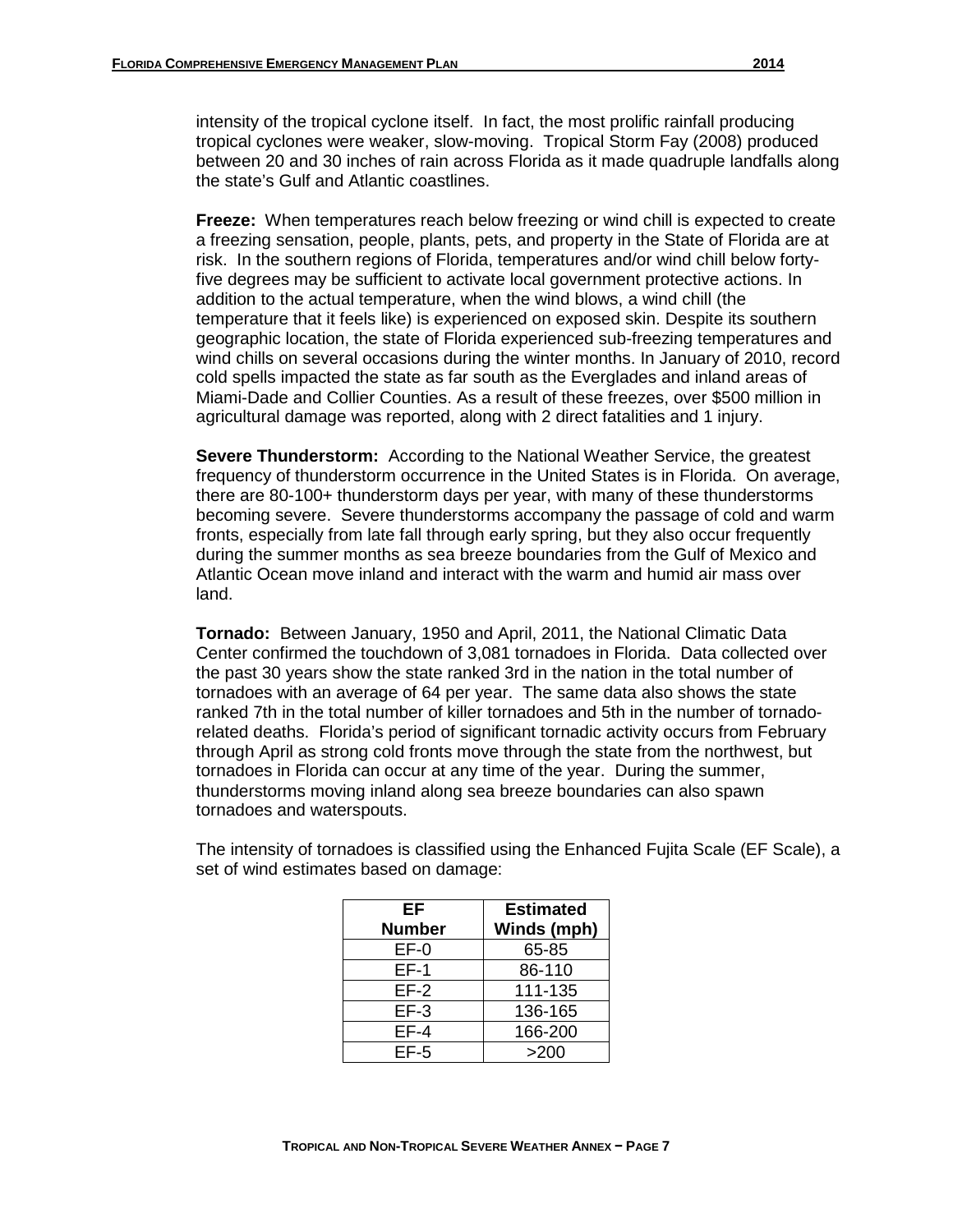intensity of the tropical cyclone itself. In fact, the most prolific rainfall producing tropical cyclones were weaker, slow-moving. Tropical Storm Fay (2008) produced between 20 and 30 inches of rain across Florida as it made quadruple landfalls along the state's Gulf and Atlantic coastlines.

**Freeze:** When temperatures reach below freezing or wind chill is expected to create a freezing sensation, people, plants, pets, and property in the State of Florida are at risk. In the southern regions of Florida, temperatures and/or wind chill below forty-five degrees may be sufficient to activate local government protective actions. In addition to the actual temperature, when the wind blows, a wind chill (the temperature that it feels like) is experienced on exposed skin. Despite its southern geographic location, the state of Florida experienced sub-freezing temperatures and wind chills on several occasions during the winter months. In January of 2010, record cold spells impacted the state as far south as the Everglades and inland areas of Miami-Dade and Collier Counties. As a result of these freezes, over $500 million in agricultural damage was reported, along with 2 direct fatalities and 1 injury.

**Severe Thunderstorm:** According to the National Weather Service, the greatest frequency of thunderstorm occurrence in the United States is in Florida. On average, there are 80-100+ thunderstorm days per year, with many of these thunderstorms becoming severe. Severe thunderstorms accompany the passage of cold and warm fronts, especially from late fall through early spring, but they also occur frequently during the summer months as sea breeze boundaries from the Gulf of Mexico and Atlantic Ocean move inland and interact with the warm and humid air mass over land.

**Tornado:** Between January, 1950 and April, 2011, the National Climatic Data Center confirmed the touchdown of 3,081 tornadoes in Florida. Data collected over the past 30 years show the state ranked 3rd in the nation in the total number of tornadoes with an average of 64 per year. The same data also shows the state ranked 7th in the total number of killer tornadoes and 5th in the number of tornado-related deaths. Florida's period of significant tornadic activity occurs from February through April as strong cold fronts move through the state from the northwest, but tornadoes in Florida can occur at any time of the year. During the summer, thunderstorms moving inland along sea breeze boundaries can also spawn tornadoes and waterspouts.

The intensity of tornadoes is classified using the Enhanced Fujita Scale (EF Scale), a set of wind estimates based on damage:

| EF Number | Estimated Winds (mph) |
|---|---|
| EF-0 | 65-85 |
| EF-1 | 86-110 |
| EF-2 | 111-135 |
| EF-3 | 136-165 |
| EF-4 | 166-200 |
| EF-5 | >200 |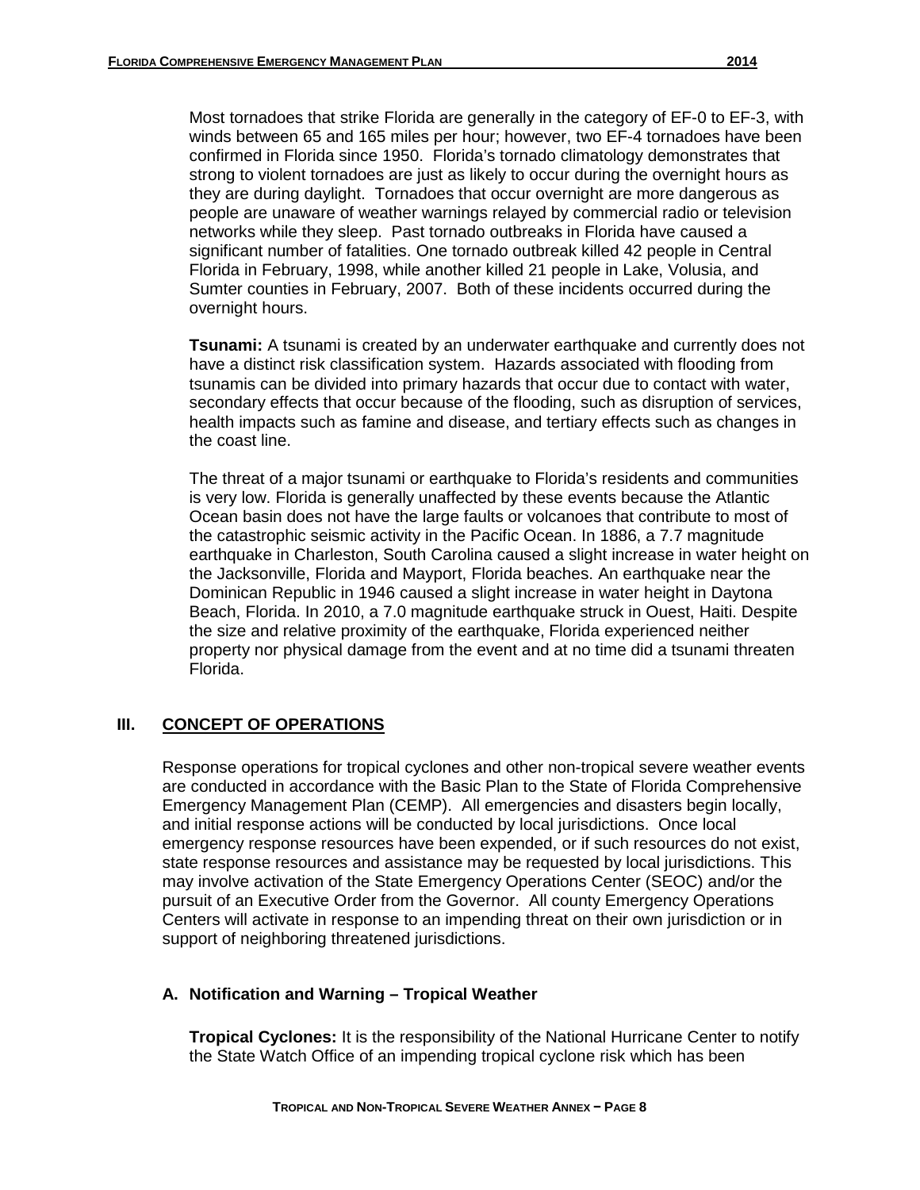Most tornadoes that strike Florida are generally in the category of EF-0 to EF-3, with winds between 65 and 165 miles per hour; however, two EF-4 tornadoes have been confirmed in Florida since 1950. Florida's tornado climatology demonstrates that strong to violent tornadoes are just as likely to occur during the overnight hours as they are during daylight. Tornadoes that occur overnight are more dangerous as people are unaware of weather warnings relayed by commercial radio or television networks while they sleep. Past tornado outbreaks in Florida have caused a significant number of fatalities. One tornado outbreak killed 42 people in Central Florida in February, 1998, while another killed 21 people in Lake, Volusia, and Sumter counties in February, 2007. Both of these incidents occurred during the overnight hours.

**Tsunami:** A tsunami is created by an underwater earthquake and currently does not have a distinct risk classification system. Hazards associated with flooding from tsunamis can be divided into primary hazards that occur due to contact with water, secondary effects that occur because of the flooding, such as disruption of services, health impacts such as famine and disease, and tertiary effects such as changes in the coast line.

The threat of a major tsunami or earthquake to Florida's residents and communities is very low. Florida is generally unaffected by these events because the Atlantic Ocean basin does not have the large faults or volcanoes that contribute to most of the catastrophic seismic activity in the Pacific Ocean. In 1886, a 7.7 magnitude earthquake in Charleston, South Carolina caused a slight increase in water height on the Jacksonville, Florida and Mayport, Florida beaches. An earthquake near the Dominican Republic in 1946 caused a slight increase in water height in Daytona Beach, Florida. In 2010, a 7.0 magnitude earthquake struck in Ouest, Haiti. Despite the size and relative proximity of the earthquake, Florida experienced neither property nor physical damage from the event and at no time did a tsunami threaten Florida.

## III. CONCEPT OF OPERATIONS

Response operations for tropical cyclones and other non-tropical severe weather events are conducted in accordance with the Basic Plan to the State of Florida Comprehensive Emergency Management Plan (CEMP). All emergencies and disasters begin locally, and initial response actions will be conducted by local jurisdictions. Once local emergency response resources have been expended, or if such resources do not exist, state response resources and assistance may be requested by local jurisdictions. This may involve activation of the State Emergency Operations Center (SEOC) and/or the pursuit of an Executive Order from the Governor. All county Emergency Operations Centers will activate in response to an impending threat on their own jurisdiction or in support of neighboring threatened jurisdictions.

### A. Notification and Warning – Tropical Weather

**Tropical Cyclones:** It is the responsibility of the National Hurricane Center to notify the State Watch Office of an impending tropical cyclone risk which has been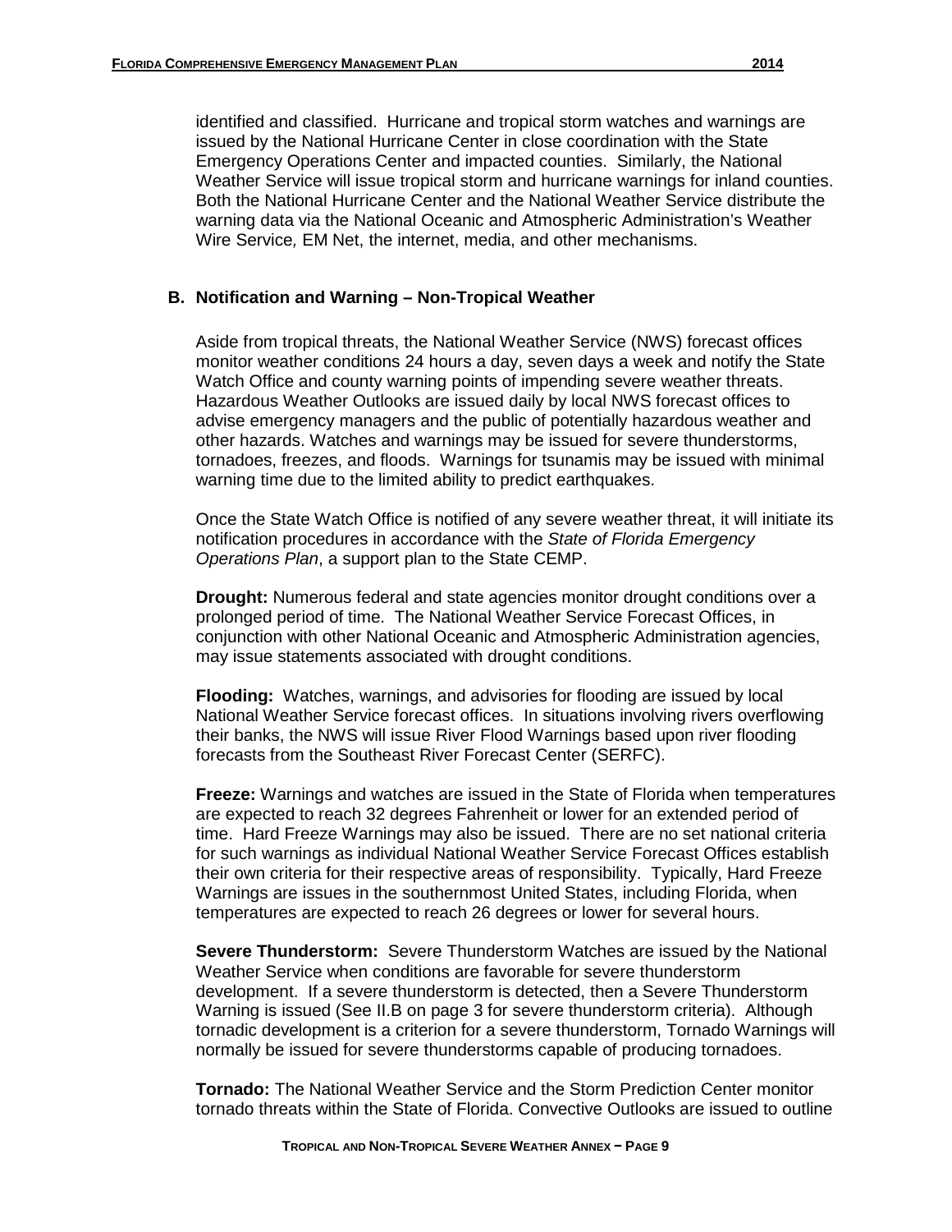identified and classified. Hurricane and tropical storm watches and warnings are issued by the National Hurricane Center in close coordination with the State Emergency Operations Center and impacted counties. Similarly, the National Weather Service will issue tropical storm and hurricane warnings for inland counties. Both the National Hurricane Center and the National Weather Service distribute the warning data via the National Oceanic and Atmospheric Administration's Weather Wire Service*,* EM Net, the internet, media, and other mechanisms.

### B. Notification and Warning – Non-Tropical Weather

Aside from tropical threats, the National Weather Service (NWS) forecast offices monitor weather conditions 24 hours a day, seven days a week and notify the State Watch Office and county warning points of impending severe weather threats. Hazardous Weather Outlooks are issued daily by local NWS forecast offices to advise emergency managers and the public of potentially hazardous weather and other hazards. Watches and warnings may be issued for severe thunderstorms, tornadoes, freezes, and floods. Warnings for tsunamis may be issued with minimal warning time due to the limited ability to predict earthquakes.

Once the State Watch Office is notified of any severe weather threat, it will initiate its notification procedures in accordance with the *State of Florida Emergency Operations Plan*, a support plan to the State CEMP.

**Drought:** Numerous federal and state agencies monitor drought conditions over a prolonged period of time. The National Weather Service Forecast Offices, in conjunction with other National Oceanic and Atmospheric Administration agencies, may issue statements associated with drought conditions.

**Flooding:** Watches, warnings, and advisories for flooding are issued by local National Weather Service forecast offices. In situations involving rivers overflowing their banks, the NWS will issue River Flood Warnings based upon river flooding forecasts from the Southeast River Forecast Center (SERFC).

**Freeze:** Warnings and watches are issued in the State of Florida when temperatures are expected to reach 32 degrees Fahrenheit or lower for an extended period of time. Hard Freeze Warnings may also be issued. There are no set national criteria for such warnings as individual National Weather Service Forecast Offices establish their own criteria for their respective areas of responsibility. Typically, Hard Freeze Warnings are issues in the southernmost United States, including Florida, when temperatures are expected to reach 26 degrees or lower for several hours.

**Severe Thunderstorm:** Severe Thunderstorm Watches are issued by the National Weather Service when conditions are favorable for severe thunderstorm development. If a severe thunderstorm is detected, then a Severe Thunderstorm Warning is issued (See II.B on page 3 for severe thunderstorm criteria). Although tornadic development is a criterion for a severe thunderstorm, Tornado Warnings will normally be issued for severe thunderstorms capable of producing tornadoes.

**Tornado:** The National Weather Service and the Storm Prediction Center monitor tornado threats within the State of Florida. Convective Outlooks are issued to outline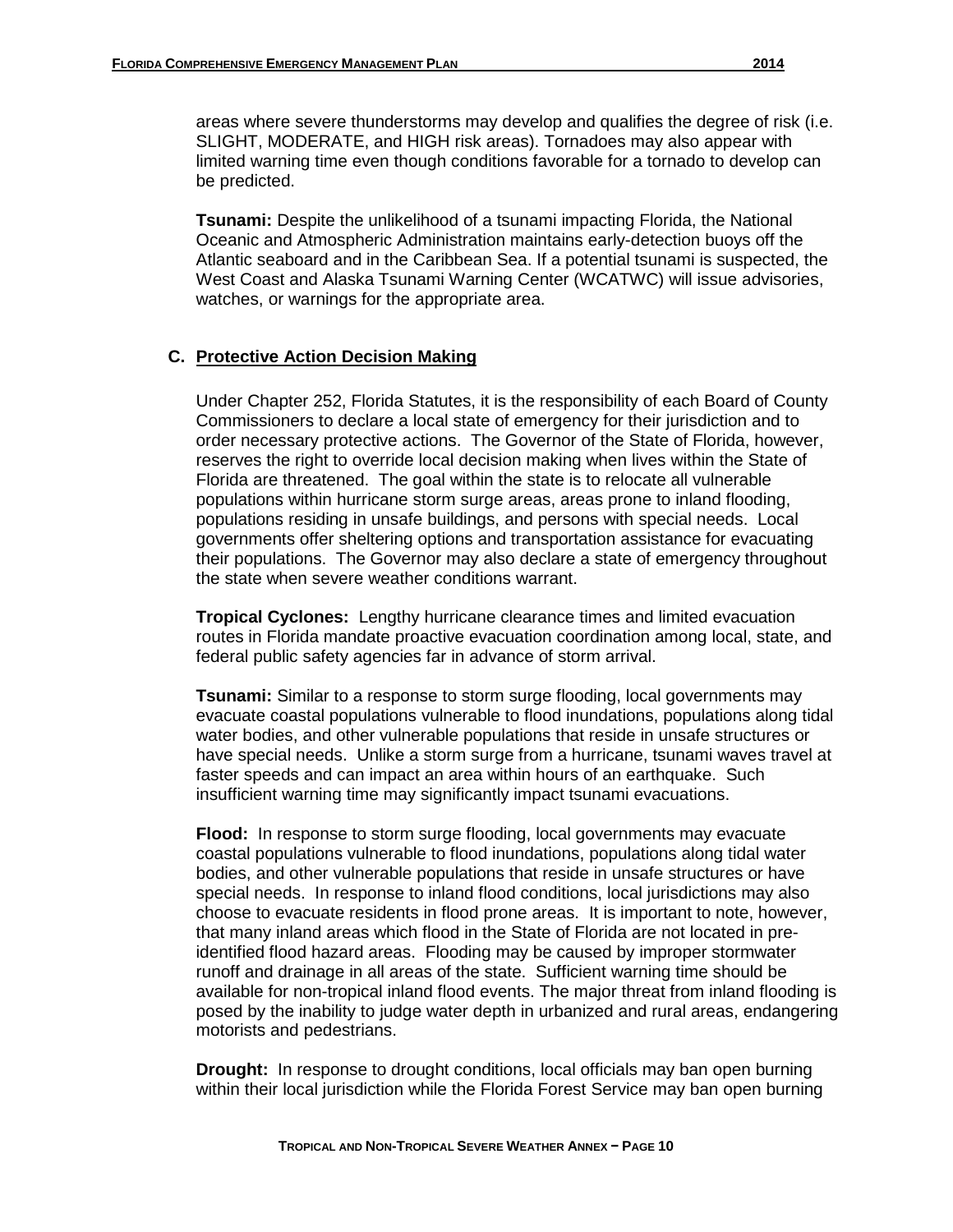areas where severe thunderstorms may develop and qualifies the degree of risk (i.e. SLIGHT, MODERATE, and HIGH risk areas). Tornadoes may also appear with limited warning time even though conditions favorable for a tornado to develop can be predicted.

**Tsunami:** Despite the unlikelihood of a tsunami impacting Florida, the National Oceanic and Atmospheric Administration maintains early-detection buoys off the Atlantic seaboard and in the Caribbean Sea. If a potential tsunami is suspected, the West Coast and Alaska Tsunami Warning Center (WCATWC) will issue advisories, watches, or warnings for the appropriate area.

### C. Protective Action Decision Making

Under Chapter 252, Florida Statutes, it is the responsibility of each Board of County Commissioners to declare a local state of emergency for their jurisdiction and to order necessary protective actions. The Governor of the State of Florida, however, reserves the right to override local decision making when lives within the State of Florida are threatened. The goal within the state is to relocate all vulnerable populations within hurricane storm surge areas, areas prone to inland flooding, populations residing in unsafe buildings, and persons with special needs. Local governments offer sheltering options and transportation assistance for evacuating their populations. The Governor may also declare a state of emergency throughout the state when severe weather conditions warrant.

**Tropical Cyclones:** Lengthy hurricane clearance times and limited evacuation routes in Florida mandate proactive evacuation coordination among local, state, and federal public safety agencies far in advance of storm arrival.

**Tsunami:** Similar to a response to storm surge flooding, local governments may evacuate coastal populations vulnerable to flood inundations, populations along tidal water bodies, and other vulnerable populations that reside in unsafe structures or have special needs. Unlike a storm surge from a hurricane, tsunami waves travel at faster speeds and can impact an area within hours of an earthquake. Such insufficient warning time may significantly impact tsunami evacuations.

**Flood:** In response to storm surge flooding, local governments may evacuate coastal populations vulnerable to flood inundations, populations along tidal water bodies, and other vulnerable populations that reside in unsafe structures or have special needs. In response to inland flood conditions, local jurisdictions may also choose to evacuate residents in flood prone areas. It is important to note, however, that many inland areas which flood in the State of Florida are not located in pre-identified flood hazard areas. Flooding may be caused by improper stormwater runoff and drainage in all areas of the state. Sufficient warning time should be available for non-tropical inland flood events. The major threat from inland flooding is posed by the inability to judge water depth in urbanized and rural areas, endangering motorists and pedestrians.

**Drought:** In response to drought conditions, local officials may ban open burning within their local jurisdiction while the Florida Forest Service may ban open burning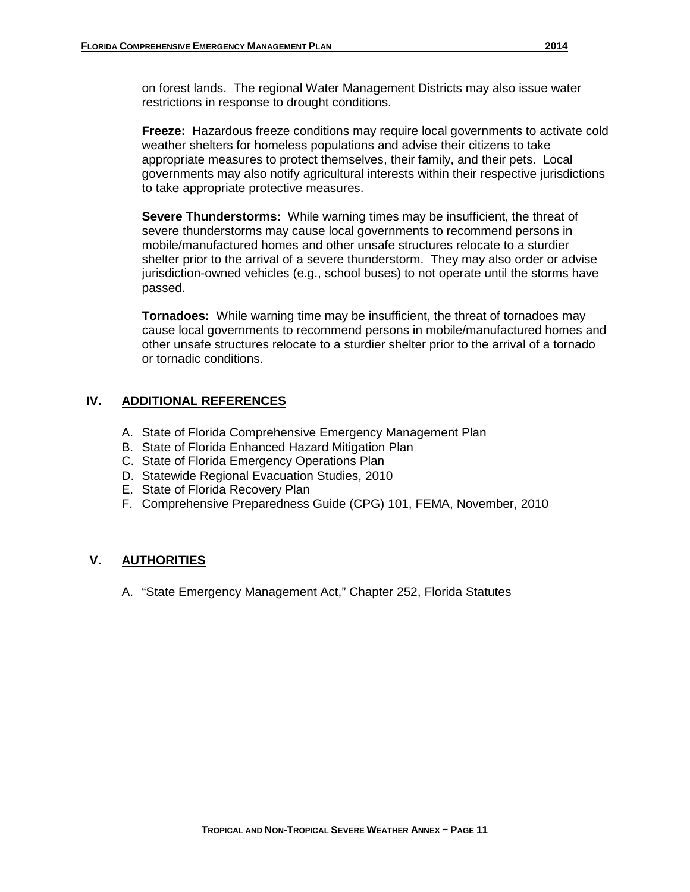on forest lands. The regional Water Management Districts may also issue water restrictions in response to drought conditions.

**Freeze:** Hazardous freeze conditions may require local governments to activate cold weather shelters for homeless populations and advise their citizens to take appropriate measures to protect themselves, their family, and their pets. Local governments may also notify agricultural interests within their respective jurisdictions to take appropriate protective measures.

**Severe Thunderstorms:** While warning times may be insufficient, the threat of severe thunderstorms may cause local governments to recommend persons in mobile/manufactured homes and other unsafe structures relocate to a sturdier shelter prior to the arrival of a severe thunderstorm. They may also order or advise jurisdiction-owned vehicles (e.g., school buses) to not operate until the storms have passed.

**Tornadoes:** While warning time may be insufficient, the threat of tornadoes may cause local governments to recommend persons in mobile/manufactured homes and other unsafe structures relocate to a sturdier shelter prior to the arrival of a tornado or tornadic conditions.

## IV. ADDITIONAL REFERENCES

A. State of Florida Comprehensive Emergency Management Plan
B. State of Florida Enhanced Hazard Mitigation Plan
C. State of Florida Emergency Operations Plan
D. Statewide Regional Evacuation Studies, 2010
E. State of Florida Recovery Plan
F. Comprehensive Preparedness Guide (CPG) 101, FEMA, November, 2010

## V. AUTHORITIES

A. "State Emergency Management Act," Chapter 252, Florida Statutes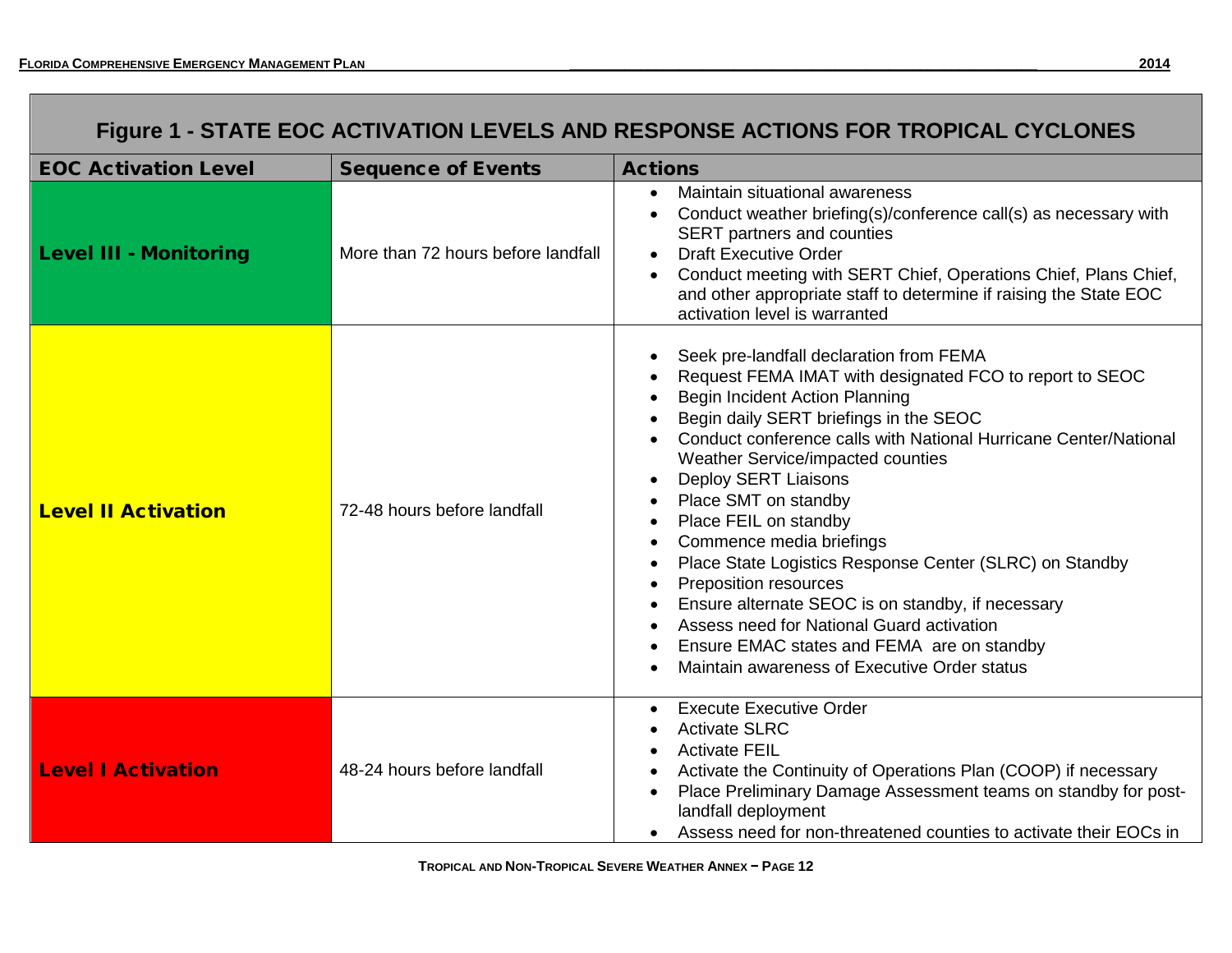| Figure 1 - STATE EOC ACTIVATION LEVELS AND RESPONSE ACTIONS FOR TROPICAL CYCLONES | | |
|---|---|---|
| **EOC Activation Level** | **Sequence of Events** | **Actions** |
| **Level III - Monitoring** | More than 72 hours before landfall | • Maintain situational awareness<br>• Conduct weather briefing(s)/conference call(s) as necessary with SERT partners and counties<br>• Draft Executive Order<br>• Conduct meeting with SERT Chief, Operations Chief, Plans Chief, and other appropriate staff to determine if raising the State EOC activation level is warranted |
| **Level II Activation** | 72-48 hours before landfall | • Seek pre-landfall declaration from FEMA<br>• Request FEMA IMAT with designated FCO to report to SEOC<br>• Begin Incident Action Planning<br>• Begin daily SERT briefings in the SEOC<br>• Conduct conference calls with National Hurricane Center/National Weather Service/impacted counties<br>• Deploy SERT Liaisons<br>• Place SMT on standby<br>• Place FEIL on standby<br>• Commence media briefings<br>• Place State Logistics Response Center (SLRC) on Standby<br>• Preposition resources<br>• Ensure alternate SEOC is on standby, if necessary<br>• Assess need for National Guard activation<br>• Ensure EMAC states and FEMA are on standby<br>• Maintain awareness of Executive Order status |
| **Level I Activation** | 48-24 hours before landfall | • Execute Executive Order<br>• Activate SLRC<br>• Activate FEIL<br>• Activate the Continuity of Operations Plan (COOP) if necessary<br>• Place Preliminary Damage Assessment teams on standby for post-landfall deployment<br>• Assess need for non-threatened counties to activate their EOCs in |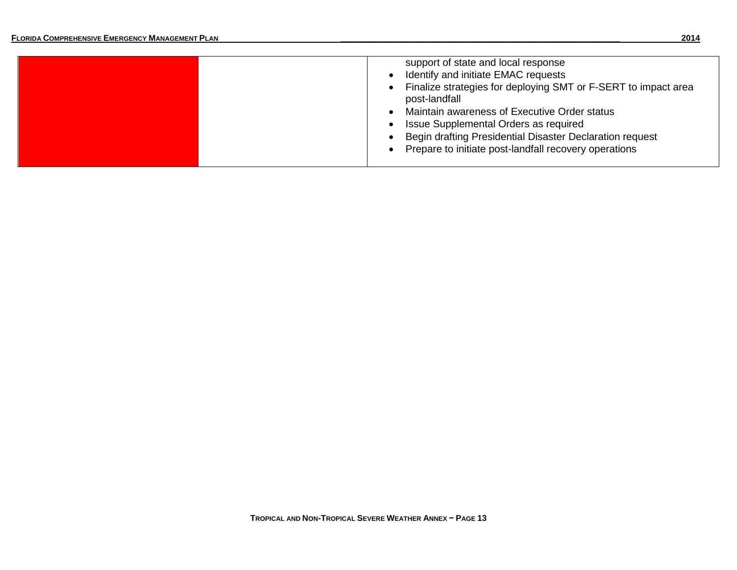| | | |
|---|---|---|
| | | support of state and local response<br>• Identify and initiate EMAC requests<br>• Finalize strategies for deploying SMT or F-SERT to impact area post-landfall<br>• Maintain awareness of Executive Order status<br>• Issue Supplemental Orders as required<br>• Begin drafting Presidential Disaster Declaration request<br>• Prepare to initiate post-landfall recovery operations |